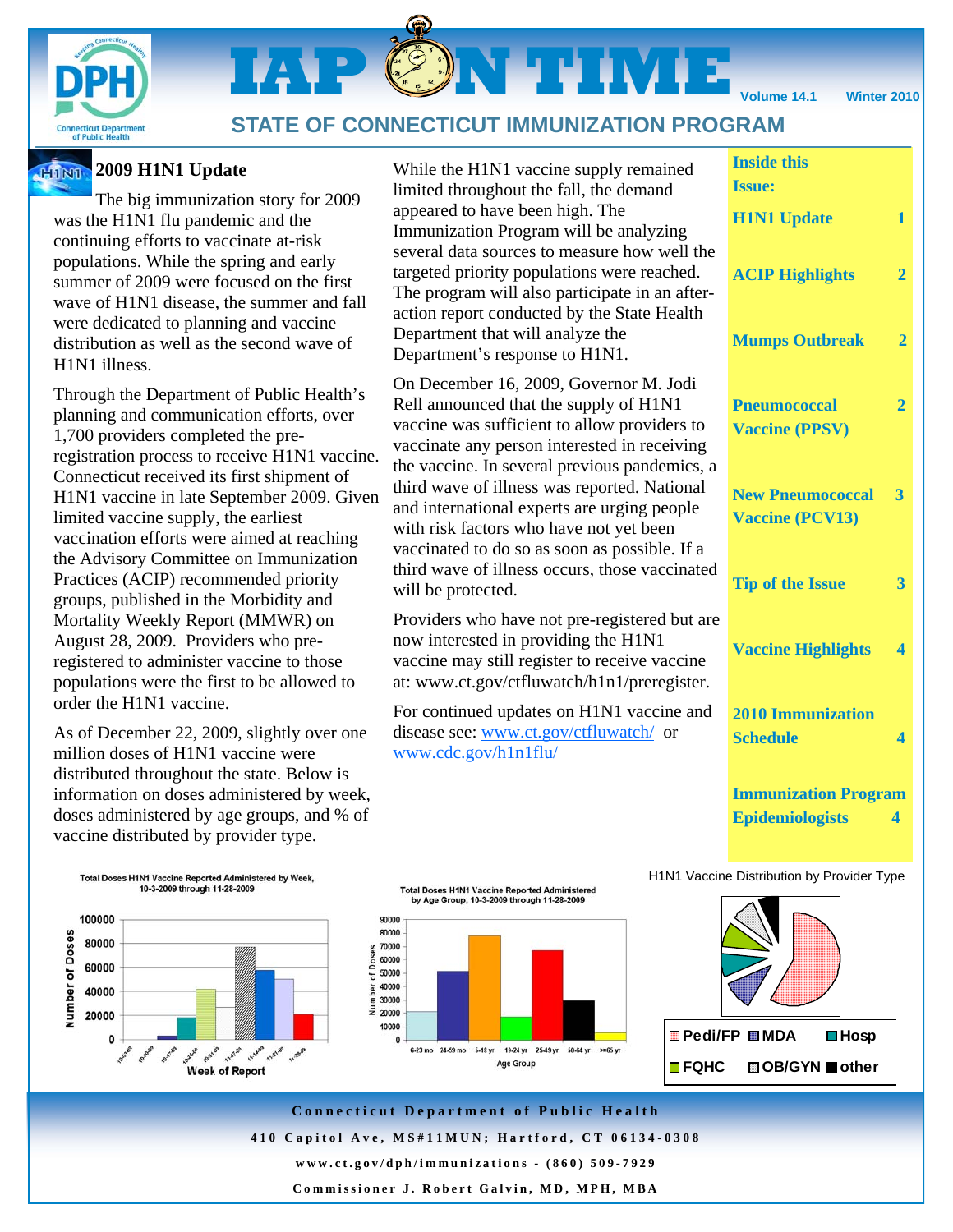# IAP ON TIME

Volume 14.1 Winter 2010

## STATE OF CONNECTICUT IMMUNIZATION PROGRAM

## 2009 H1N1 Update

The big immunization story for 2009 was the H1N1 flu pandemic and the continuing efforts to vaccinate at-risk populations. While the spring and early summer of 2009 were focused on the first wave of H1N1 disease, the summer and fall were dedicated to planning and vaccine distribution as well as the second wave of H1N1 illness.

Through the Department of Public Health's planning and communication efforts, over 1,700 providers completed the pre-registration process to receive H1N1 vaccine. Connecticut received its first shipment of H1N1 vaccine in late September 2009. Given limited vaccine supply, the earliest vaccination efforts were aimed at reaching the Advisory Committee on Immunization Practices (ACIP) recommended priority groups, published in the Morbidity and Mortality Weekly Report (MMWR) on August 28, 2009. Providers who pre-registered to administer vaccine to those populations were the first to be allowed to order the H1N1 vaccine.

As of December 22, 2009, slightly over one million doses of H1N1 vaccine were distributed throughout the state. Below is information on doses administered by week, doses administered by age groups, and % of vaccine distributed by provider type.

While the H1N1 vaccine supply remained limited throughout the fall, the demand appeared to have been high. The Immunization Program will be analyzing several data sources to measure how well the targeted priority populations were reached. The program will also participate in an after-action report conducted by the State Health Department that will analyze the Department's response to H1N1.

On December 16, 2009, Governor M. Jodi Rell announced that the supply of H1N1 vaccine was sufficient to allow providers to vaccinate any person interested in receiving the vaccine. In several previous pandemics, a third wave of illness was reported. National and international experts are urging people with risk factors who have not yet been vaccinated to do so as soon as possible. If a third wave of illness occurs, those vaccinated will be protected.

Providers who have not pre-registered but are now interested in providing the H1N1 vaccine may still register to receive vaccine at: www.ct.gov/ctfluwatch/h1n1/preregister.

For continued updates on H1N1 vaccine and disease see: www.ct.gov/ctfluwatch/ or www.cdc.gov/h1n1flu/

**Inside this Issue:**

- H1N1 Update 1
- ACIP Highlights 2
- Mumps Outbreak 2
- Pneumococcal Vaccine (PPSV) 2
- New Pneumococcal Vaccine (PCV13) 3
- Tip of the Issue 3
- Vaccine Highlights 4
- 2010 Immunization Schedule 4
- Immunization Program Epidemiologists 4

Total Doses H1N1 Vaccine Reported Administered by Week, 10-3-2009 through 11-28-2009

Number of Doses
100000
80000
60000
40000
20000
0
10-03-09 10-10-09 10-17-09 10-24-09 10-31-09 11-7-09 11-14-09 11-21-09 11-28-09
Week of Report

Total Doses H1N1 Vaccine Reported Administered by Age Group, 10-3-2009 through 11-28-2009

Number of Doses
90000
80000
70000
60000
50000
40000
30000
20000
10000
0
6-23 mo 24-59 mo 5-18 yr 19-24 yr 25-49 yr 50-64 yr >=65 yr
Age Group

H1N1 Vaccine Distribution by Provider Type

Pedi/FP MDA Hosp FQHC OB/GYN other

Connecticut Department of Public Health
410 Capitol Ave, MS#11MUN; Hartford, CT 06134-0308
www.ct.gov/dph/immunizations - (860) 509-7929
Commissioner J. Robert Galvin, MD, MPH, MBA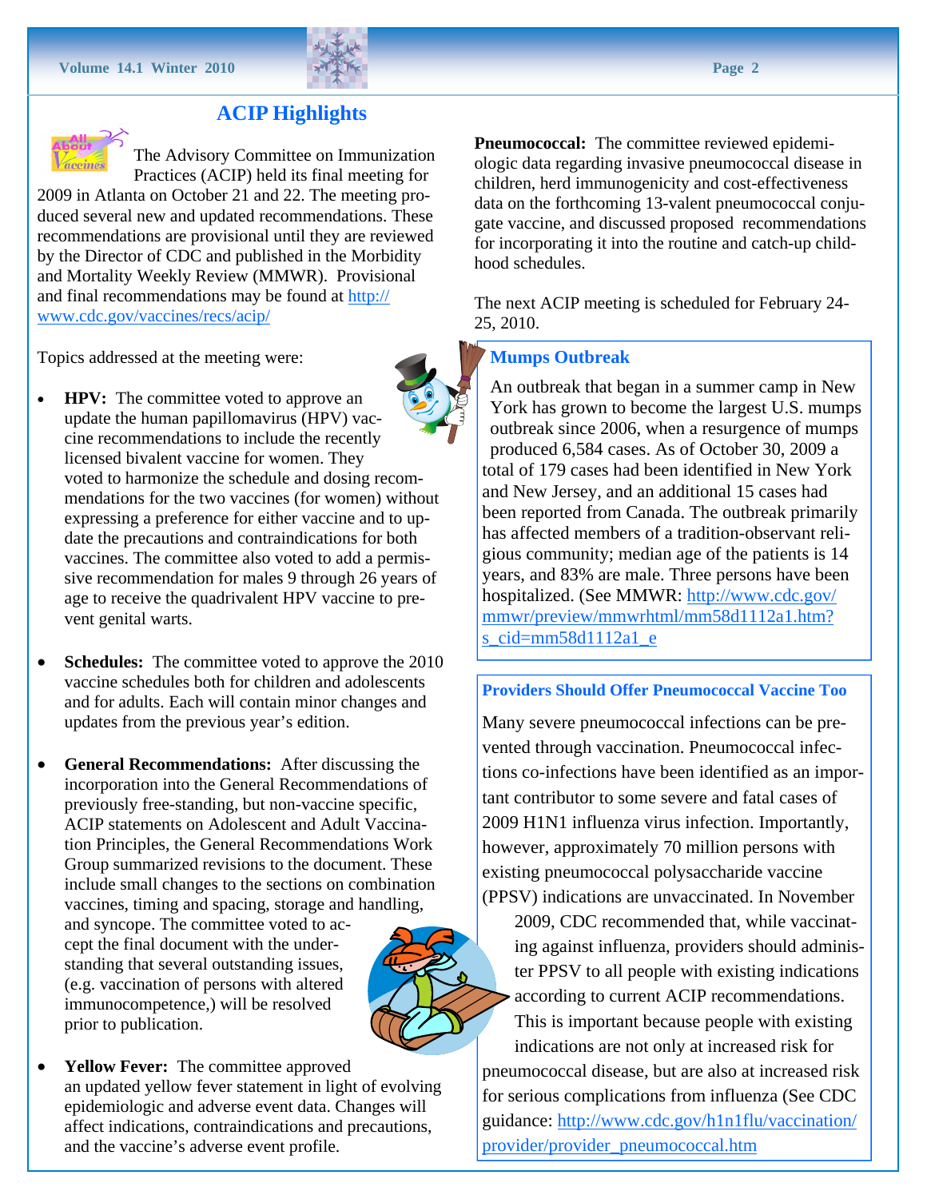## ACIP Highlights

The Advisory Committee on Immunization Practices (ACIP) held its final meeting for 2009 in Atlanta on October 21 and 22. The meeting produced several new and updated recommendations. These recommendations are provisional until they are reviewed by the Director of CDC and published in the Morbidity and Mortality Weekly Review (MMWR). Provisional and final recommendations may be found at http://www.cdc.gov/vaccines/recs/acip/

Topics addressed at the meeting were:

- **HPV:** The committee voted to approve an update the human papillomavirus (HPV) vaccine recommendations to include the recently licensed bivalent vaccine for women. They voted to harmonize the schedule and dosing recommendations for the two vaccines (for women) without expressing a preference for either vaccine and to update the precautions and contraindications for both vaccines. The committee also voted to add a permissive recommendation for males 9 through 26 years of age to receive the quadrivalent HPV vaccine to prevent genital warts.

- **Schedules:** The committee voted to approve the 2010 vaccine schedules both for children and adolescents and for adults. Each will contain minor changes and updates from the previous year's edition.

- **General Recommendations:** After discussing the incorporation into the General Recommendations of previously free-standing, but non-vaccine specific, ACIP statements on Adolescent and Adult Vaccination Principles, the General Recommendations Work Group summarized revisions to the document. These include small changes to the sections on combination vaccines, timing and spacing, storage and handling, and syncope. The committee voted to accept the final document with the understanding that several outstanding issues, (e.g. vaccination of persons with altered immunocompetence,) will be resolved prior to publication.

- **Yellow Fever:** The committee approved an updated yellow fever statement in light of evolving epidemiologic and adverse event data. Changes will affect indications, contraindications and precautions, and the vaccine's adverse event profile.

**Pneumococcal:** The committee reviewed epidemiologic data regarding invasive pneumococcal disease in children, herd immunogenicity and cost-effectiveness data on the forthcoming 13-valent pneumococcal conjugate vaccine, and discussed proposed recommendations for incorporating it into the routine and catch-up childhood schedules.

The next ACIP meeting is scheduled for February 24-25, 2010.

### Mumps Outbreak

An outbreak that began in a summer camp in New York has grown to become the largest U.S. mumps outbreak since 2006, when a resurgence of mumps produced 6,584 cases. As of October 30, 2009 a total of 179 cases had been identified in New York and New Jersey, and an additional 15 cases had been reported from Canada. The outbreak primarily has affected members of a tradition-observant religious community; median age of the patients is 14 years, and 83% are male. Three persons have been hospitalized. (See MMWR: http://www.cdc.gov/mmwr/preview/mmwrhtml/mm58d1112a1.htm?s_cid=mm58d1112a1_e

### Providers Should Offer Pneumococcal Vaccine Too

Many severe pneumococcal infections can be prevented through vaccination. Pneumococcal infections co-infections have been identified as an important contributor to some severe and fatal cases of 2009 H1N1 influenza virus infection. Importantly, however, approximately 70 million persons with existing pneumococcal polysaccharide vaccine (PPSV) indications are unvaccinated. In November 2009, CDC recommended that, while vaccinating against influenza, providers should administer PPSV to all people with existing indications according to current ACIP recommendations. This is important because people with existing indications are not only at increased risk for pneumococcal disease, but are also at increased risk for serious complications from influenza (See CDC guidance: http://www.cdc.gov/h1n1flu/vaccination/provider/provider_pneumococcal.htm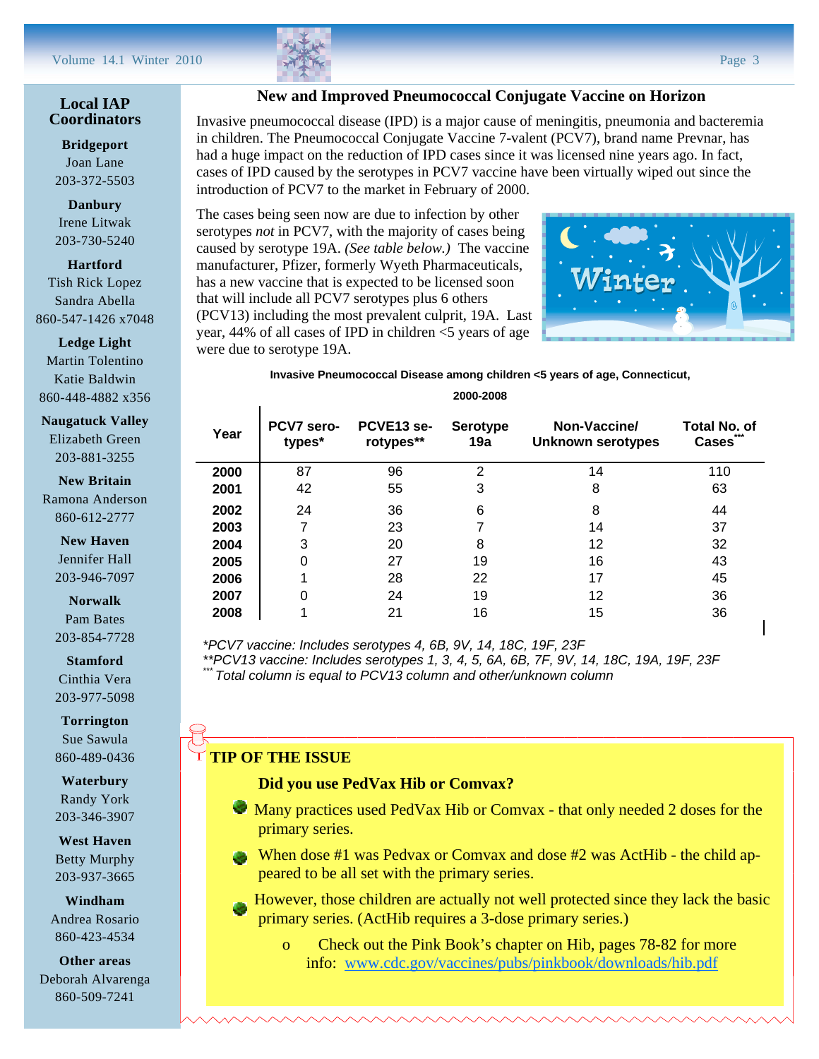## Local IAP Coordinators

**Bridgeport**
Joan Lane
203-372-5503

**Danbury**
Irene Litwak
203-730-5240

**Hartford**
Tish Rick Lopez
Sandra Abella
860-547-1426 x7048

**Ledge Light**
Martin Tolentino
Katie Baldwin
860-448-4882 x356

**Naugatuck Valley**
Elizabeth Green
203-881-3255

**New Britain**
Ramona Anderson
860-612-2777

**New Haven**
Jennifer Hall
203-946-7097

**Norwalk**
Pam Bates
203-854-7728

**Stamford**
Cinthia Vera
203-977-5098

**Torrington**
Sue Sawula
860-489-0436

**Waterbury**
Randy York
203-346-3907

**West Haven**
Betty Murphy
203-937-3665

**Windham**
Andrea Rosario
860-423-4534

**Other areas**
Deborah Alvarenga
860-509-7241

## New and Improved Pneumococcal Conjugate Vaccine on Horizon

Invasive pneumococcal disease (IPD) is a major cause of meningitis, pneumonia and bacteremia in children. The Pneumococcal Conjugate Vaccine 7-valent (PCV7), brand name Prevnar, has had a huge impact on the reduction of IPD cases since it was licensed nine years ago. In fact, cases of IPD caused by the serotypes in PCV7 vaccine have been virtually wiped out since the introduction of PCV7 to the market in February of 2000.

The cases being seen now are due to infection by other serotypes *not* in PCV7, with the majority of cases being caused by serotype 19A. *(See table below.)* The vaccine manufacturer, Pfizer, formerly Wyeth Pharmaceuticals, has a new vaccine that is expected to be licensed soon that will include all PCV7 serotypes plus 6 others (PCV13) including the most prevalent culprit, 19A. Last year, 44% of all cases of IPD in children <5 years of age were due to serotype 19A.

**Invasive Pneumococcal Disease among children <5 years of age, Connecticut, 2000-2008**

| Year | PCV7 serotypes* | PCVE13 serotypes** | Serotype 19a | Non-Vaccine/ Unknown serotypes | Total No. of Cases*** |
|---|---|---|---|---|---|
| 2000 | 87 | 96 | 2 | 14 | 110 |
| 2001 | 42 | 55 | 3 | 8 | 63 |
| 2002 | 24 | 36 | 6 | 8 | 44 |
| 2003 | 7 | 23 | 7 | 14 | 37 |
| 2004 | 3 | 20 | 8 | 12 | 32 |
| 2005 | 0 | 27 | 19 | 16 | 43 |
| 2006 | 1 | 28 | 22 | 17 | 45 |
| 2007 | 0 | 24 | 19 | 12 | 36 |
| 2008 | 1 | 21 | 16 | 15 | 36 |

*\*PCV7 vaccine: Includes serotypes 4, 6B, 9V, 14, 18C, 19F, 23F*
*\*\*PCV13 vaccine: Includes serotypes 1, 3, 4, 5, 6A, 6B, 7F, 9V, 14, 18C, 19A, 19F, 23F*
*\*\*\* Total column is equal to PCV13 column and other/unknown column*

## TIP OF THE ISSUE

**Did you use PedVax Hib or Comvax?**

- Many practices used PedVax Hib or Comvax - that only needed 2 doses for the primary series.
- When dose #1 was Pedvax or Comvax and dose #2 was ActHib - the child appeared to be all set with the primary series.
- However, those children are actually not well protected since they lack the basic primary series. (ActHib requires a 3-dose primary series.)
    - Check out the Pink Book's chapter on Hib, pages 78-82 for more info: www.cdc.gov/vaccines/pubs/pinkbook/downloads/hib.pdf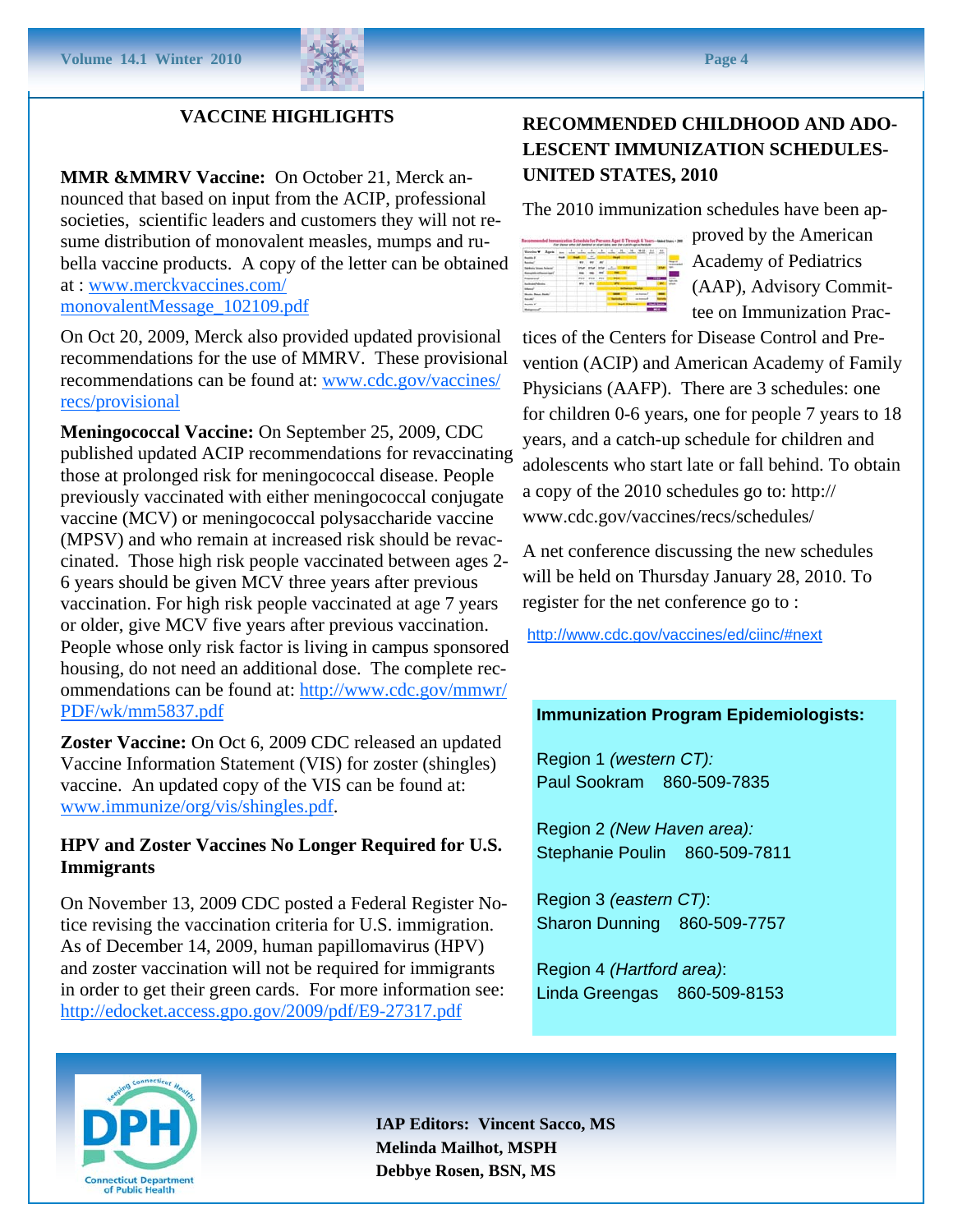## VACCINE HIGHLIGHTS

**MMR &MMRV Vaccine:** On October 21, Merck announced that based on input from the ACIP, professional societies, scientific leaders and customers they will not resume distribution of monovalent measles, mumps and rubella vaccine products. A copy of the letter can be obtained at : www.merckvaccines.com/monovalentMessage_102109.pdf

On Oct 20, 2009, Merck also provided updated provisional recommendations for the use of MMRV. These provisional recommendations can be found at: www.cdc.gov/vaccines/recs/provisional

**Meningococcal Vaccine:** On September 25, 2009, CDC published updated ACIP recommendations for revaccinating those at prolonged risk for meningococcal disease. People previously vaccinated with either meningococcal conjugate vaccine (MCV) or meningococcal polysaccharide vaccine (MPSV) and who remain at increased risk should be revaccinated. Those high risk people vaccinated between ages 2-6 years should be given MCV three years after previous vaccination. For high risk people vaccinated at age 7 years or older, give MCV five years after previous vaccination. People whose only risk factor is living in campus sponsored housing, do not need an additional dose. The complete recommendations can be found at: http://www.cdc.gov/mmwr/PDF/wk/mm5837.pdf

**Zoster Vaccine:** On Oct 6, 2009 CDC released an updated Vaccine Information Statement (VIS) for zoster (shingles) vaccine. An updated copy of the VIS can be found at: www.immunize/org/vis/shingles.pdf.

### HPV and Zoster Vaccines No Longer Required for U.S. Immigrants

On November 13, 2009 CDC posted a Federal Register Notice revising the vaccination criteria for U.S. immigration. As of December 14, 2009, human papillomavirus (HPV) and zoster vaccination will not be required for immigrants in order to get their green cards. For more information see: http://edocket.access.gpo.gov/2009/pdf/E9-27317.pdf

## RECOMMENDED CHILDHOOD AND ADOLESCENT IMMUNIZATION SCHEDULES-UNITED STATES, 2010

The 2010 immunization schedules have been approved by the American Academy of Pediatrics (AAP), Advisory Committee on Immunization Practices of the Centers for Disease Control and Prevention (ACIP) and American Academy of Family Physicians (AAFP). There are 3 schedules: one for children 0-6 years, one for people 7 years to 18 years, and a catch-up schedule for children and adolescents who start late or fall behind. To obtain a copy of the 2010 schedules go to: http://www.cdc.gov/vaccines/recs/schedules/

A net conference discussing the new schedules will be held on Thursday January 28, 2010. To register for the net conference go to :

http://www.cdc.gov/vaccines/ed/ciinc/#next

**Immunization Program Epidemiologists:**

Region 1 *(western CT):*
Paul Sookram 860-509-7835

Region 2 *(New Haven area):*
Stephanie Poulin 860-509-7811

Region 3 *(eastern CT)*:
Sharon Dunning 860-509-7757

Region 4 *(Hartford area)*:
Linda Greengas 860-509-8153

Keeping Connecticut Healthy
DPH
Connecticut Department of Public Health

**IAP Editors: Vincent Sacco, MS**
**Melinda Mailhot, MSPH**
**Debbye Rosen, BSN, MS**